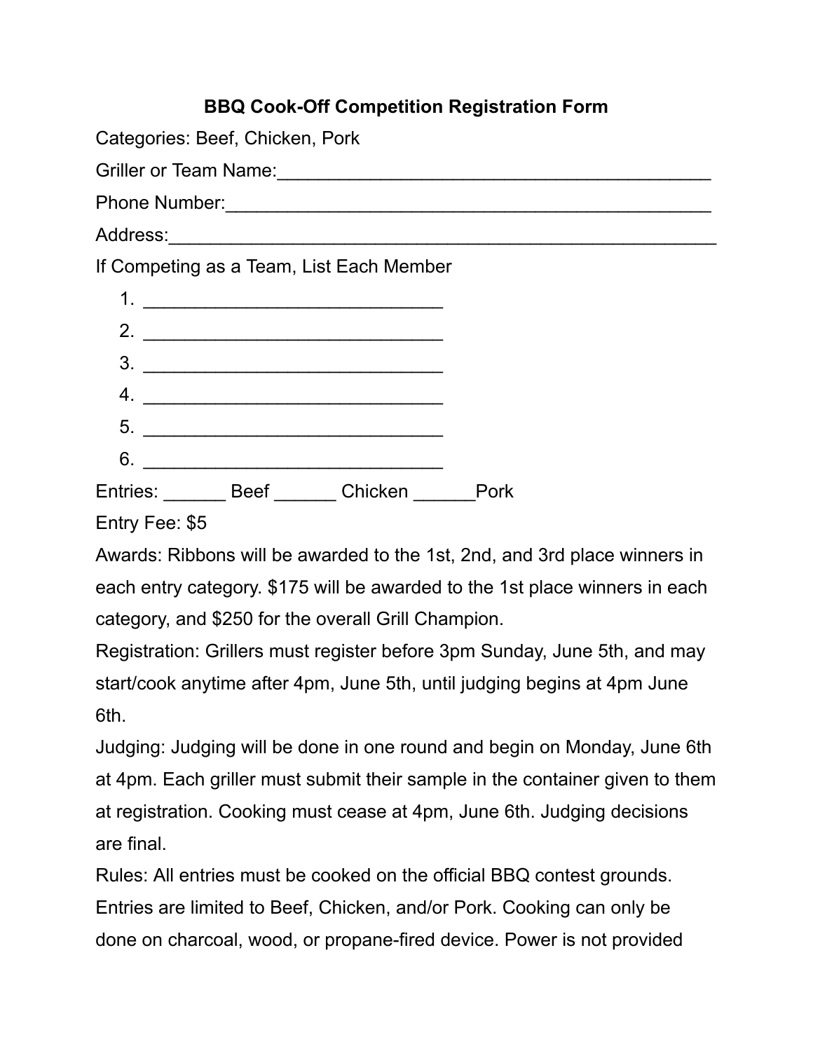# BBQ Cook-Off Competition Registration Form

Categories: Beef, Chicken, Pork

Griller or Team Name:___________________________________________

Phone Number:_______________________________________________

Address:_____________________________________________________

If Competing as a Team, List Each Member

1. ______________________________
2. ______________________________
3. ______________________________
4. ______________________________
5. ______________________________
6. ______________________________

Entries: ______ Beef ______ Chicken ______Pork

Entry Fee: $5

Awards: Ribbons will be awarded to the 1st, 2nd, and 3rd place winners in each entry category. $175 will be awarded to the 1st place winners in each category, and $250 for the overall Grill Champion.

Registration: Grillers must register before 3pm Sunday, June 5th, and may start/cook anytime after 4pm, June 5th, until judging begins at 4pm June 6th.

Judging: Judging will be done in one round and begin on Monday, June 6th at 4pm. Each griller must submit their sample in the container given to them at registration. Cooking must cease at 4pm, June 6th. Judging decisions are final.

Rules: All entries must be cooked on the official BBQ contest grounds. Entries are limited to Beef, Chicken, and/or Pork. Cooking can only be done on charcoal, wood, or propane-fired device. Power is not provided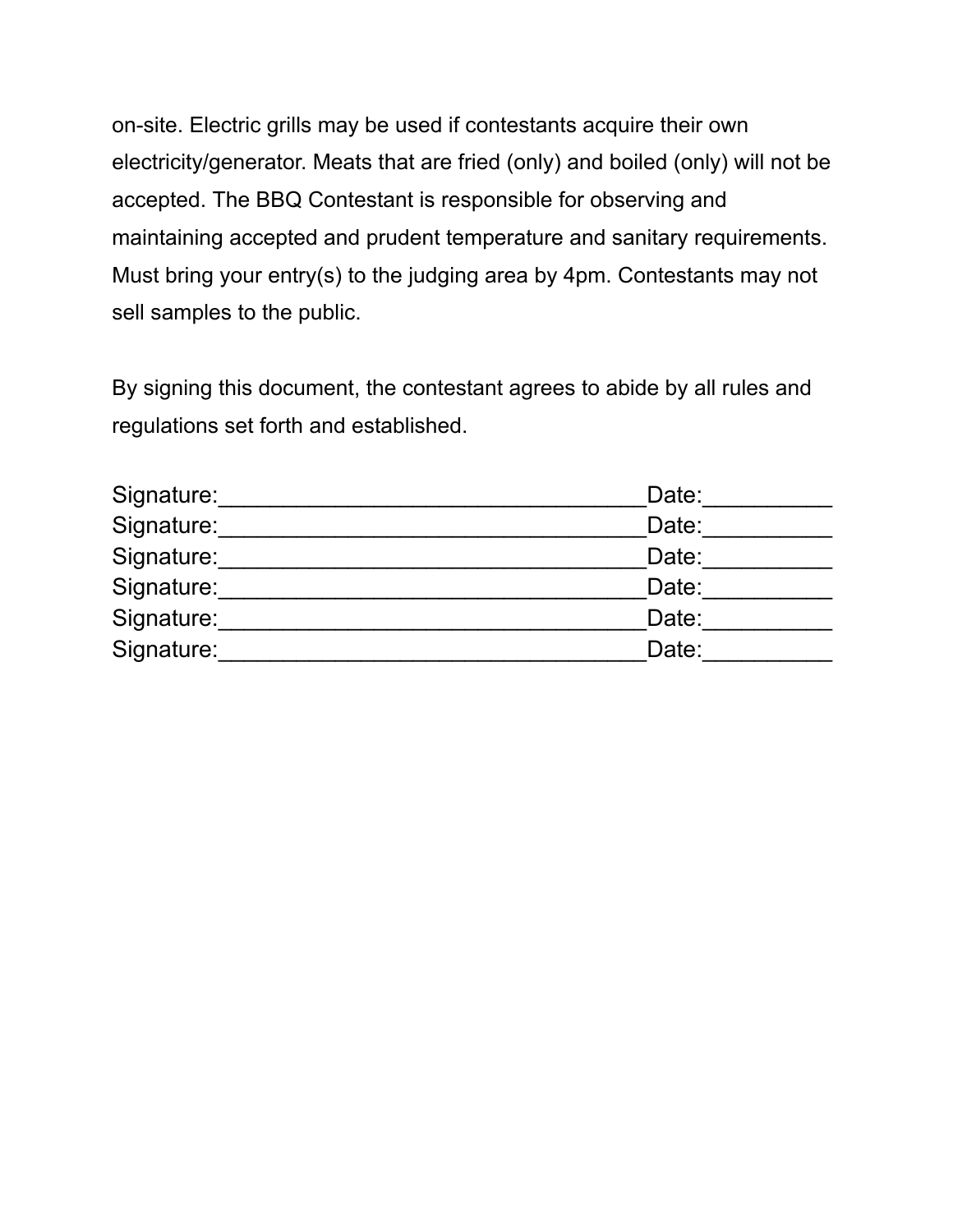on-site. Electric grills may be used if contestants acquire their own electricity/generator. Meats that are fried (only) and boiled (only) will not be accepted. The BBQ Contestant is responsible for observing and maintaining accepted and prudent temperature and sanitary requirements. Must bring your entry(s) to the judging area by 4pm. Contestants may not sell samples to the public.

By signing this document, the contestant agrees to abide by all rules and regulations set forth and established.

Signature:_________________________________Date:__________
Signature:_________________________________Date:__________
Signature:_________________________________Date:__________
Signature:_________________________________Date:__________
Signature:_________________________________Date:__________
Signature:_________________________________Date:__________